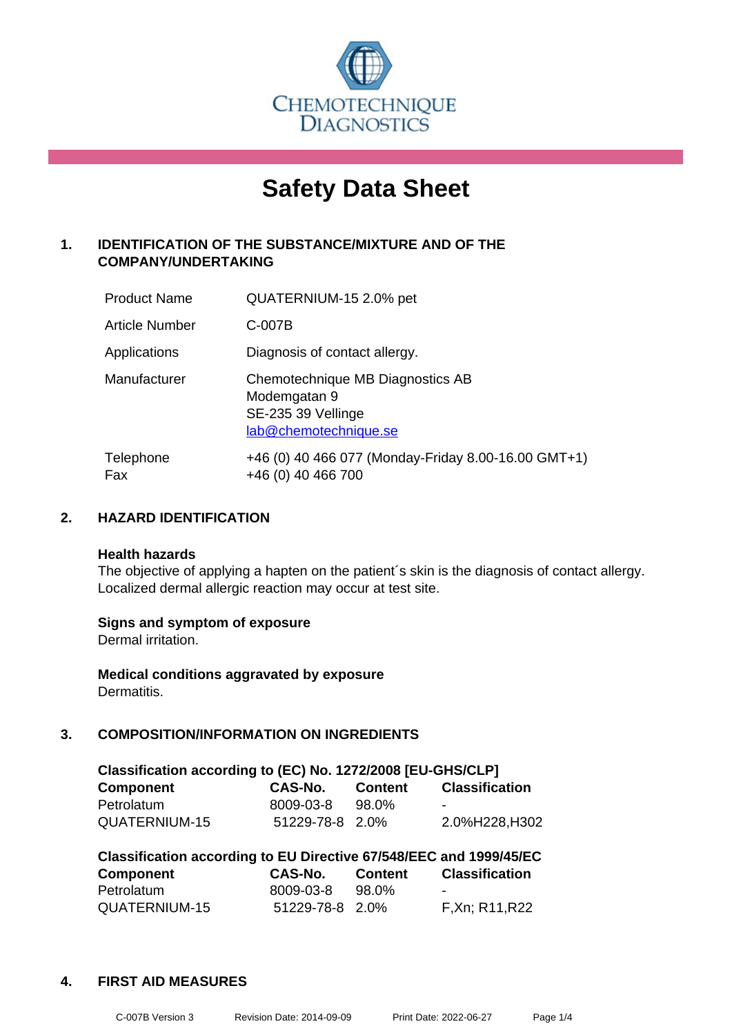# Safety Data Sheet

## 1. IDENTIFICATION OF THE SUBSTANCE/MIXTURE AND OF THE COMPANY/UNDERTAKING

| | |
|---|---|
| Product Name | QUATERNIUM-15 2.0% pet |
| Article Number | C-007B |
| Applications | Diagnosis of contact allergy. |
| Manufacturer | Chemotechnique MB Diagnostics AB<br>Modemgatan 9<br>SE-235 39 Vellinge<br>lab@chemotechnique.se |
| Telephone<br>Fax | +46 (0) 40 466 077 (Monday-Friday 8.00-16.00 GMT+1)<br>+46 (0) 40 466 700 |

## 2. HAZARD IDENTIFICATION

**Health hazards**
The objective of applying a hapten on the patient´s skin is the diagnosis of contact allergy. Localized dermal allergic reaction may occur at test site.

**Signs and symptom of exposure**
Dermal irritation.

**Medical conditions aggravated by exposure**
Dermatitis.

## 3. COMPOSITION/INFORMATION ON INGREDIENTS

**Classification according to (EC) No. 1272/2008 [EU-GHS/CLP]**

| Component | CAS-No. | Content | Classification |
|---|---|---|---|
| Petrolatum | 8009-03-8 | 98.0% | - |
| QUATERNIUM-15 | 51229-78-8 | 2.0% | 2.0%H228,H302 |

**Classification according to EU Directive 67/548/EEC and 1999/45/EC**

| Component | CAS-No. | Content | Classification |
|---|---|---|---|
| Petrolatum | 8009-03-8 | 98.0% | - |
| QUATERNIUM-15 | 51229-78-8 | 2.0% | F,Xn; R11,R22 |

## 4. FIRST AID MEASURES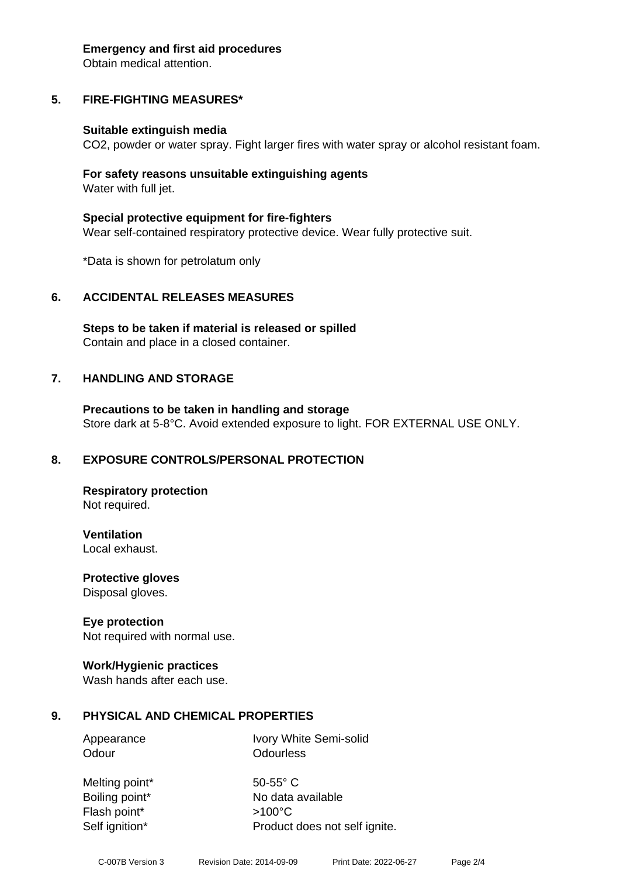**Emergency and first aid procedures**
Obtain medical attention.

## 5. FIRE-FIGHTING MEASURES*

**Suitable extinguish media**
$CO_2$, powder or water spray. Fight larger fires with water spray or alcohol resistant foam.

**For safety reasons unsuitable extinguishing agents**
Water with full jet.

**Special protective equipment for fire-fighters**
Wear self-contained respiratory protective device. Wear fully protective suit.

*Data is shown for petrolatum only

## 6. ACCIDENTAL RELEASES MEASURES

**Steps to be taken if material is released or spilled**
Contain and place in a closed container.

## 7. HANDLING AND STORAGE

**Precautions to be taken in handling and storage**
Store dark at 5-8°C. Avoid extended exposure to light. FOR EXTERNAL USE ONLY.

## 8. EXPOSURE CONTROLS/PERSONAL PROTECTION

**Respiratory protection**
Not required.

**Ventilation**
Local exhaust.

**Protective gloves**
Disposal gloves.

**Eye protection**
Not required with normal use.

**Work/Hygienic practices**
Wash hands after each use.

## 9. PHYSICAL AND CHEMICAL PROPERTIES

| | |
|---|---|
| Appearance | Ivory White Semi-solid |
| Odour | Odourless |
| Melting point* | 50-55° C |
| Boiling point* | No data available |
| Flash point* | >100°C |
| Self ignition* | Product does not self ignite. |

C-007B Version 3 Revision Date: 2014-09-09 Print Date: 2022-06-27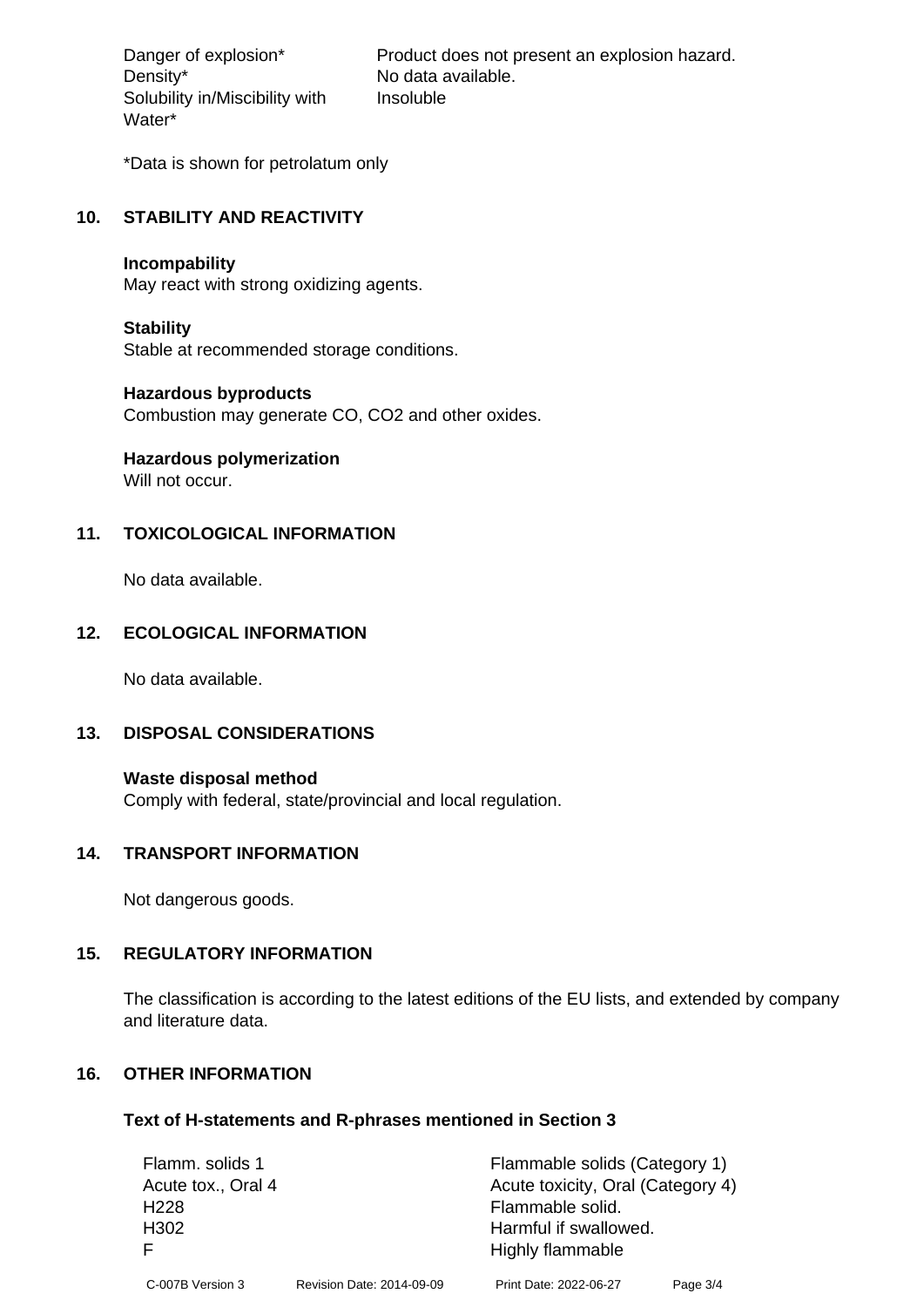| | |
|---|---|
| Danger of explosion* | Product does not present an explosion hazard. |
| Density* | No data available. |
| Solubility in/Miscibility with Water* | Insoluble |

*Data is shown for petrolatum only

## 10. STABILITY AND REACTIVITY

**Incompability**
May react with strong oxidizing agents.

**Stability**
Stable at recommended storage conditions.

**Hazardous byproducts**
Combustion may generate CO, $CO_2$ and other oxides.

**Hazardous polymerization**
Will not occur.

## 11. TOXICOLOGICAL INFORMATION

No data available.

## 12. ECOLOGICAL INFORMATION

No data available.

## 13. DISPOSAL CONSIDERATIONS

**Waste disposal method**
Comply with federal, state/provincial and local regulation.

## 14. TRANSPORT INFORMATION

Not dangerous goods.

## 15. REGULATORY INFORMATION

The classification is according to the latest editions of the EU lists, and extended by company and literature data.

## 16. OTHER INFORMATION

### Text of H-statements and R-phrases mentioned in Section 3

| | |
|---|---|
| Flamm. solids 1 | Flammable solids (Category 1) |
| Acute tox., Oral 4 | Acute toxicity, Oral (Category 4) |
| H228 | Flammable solid. |
| H302 | Harmful if swallowed. |
| F | Highly flammable |

C-007B Version 3 Revision Date: 2014-09-09 Print Date: 2022-06-27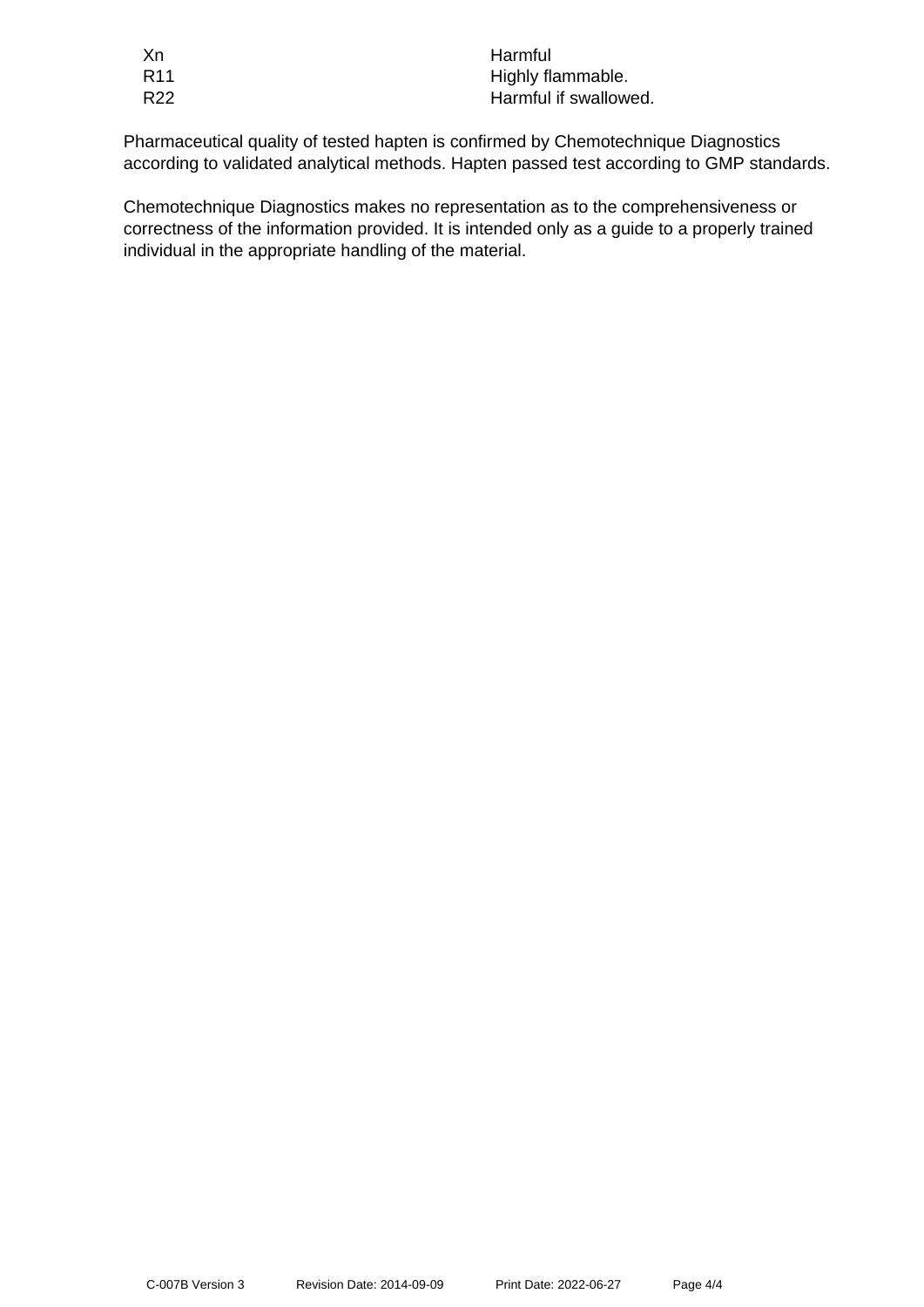| | |
|---|---|
| Xn | Harmful |
| R11 | Highly flammable. |
| R22 | Harmful if swallowed. |

Pharmaceutical quality of tested hapten is confirmed by Chemotechnique Diagnostics according to validated analytical methods. Hapten passed test according to GMP standards.

Chemotechnique Diagnostics makes no representation as to the comprehensiveness or correctness of the information provided. It is intended only as a guide to a properly trained individual in the appropriate handling of the material.